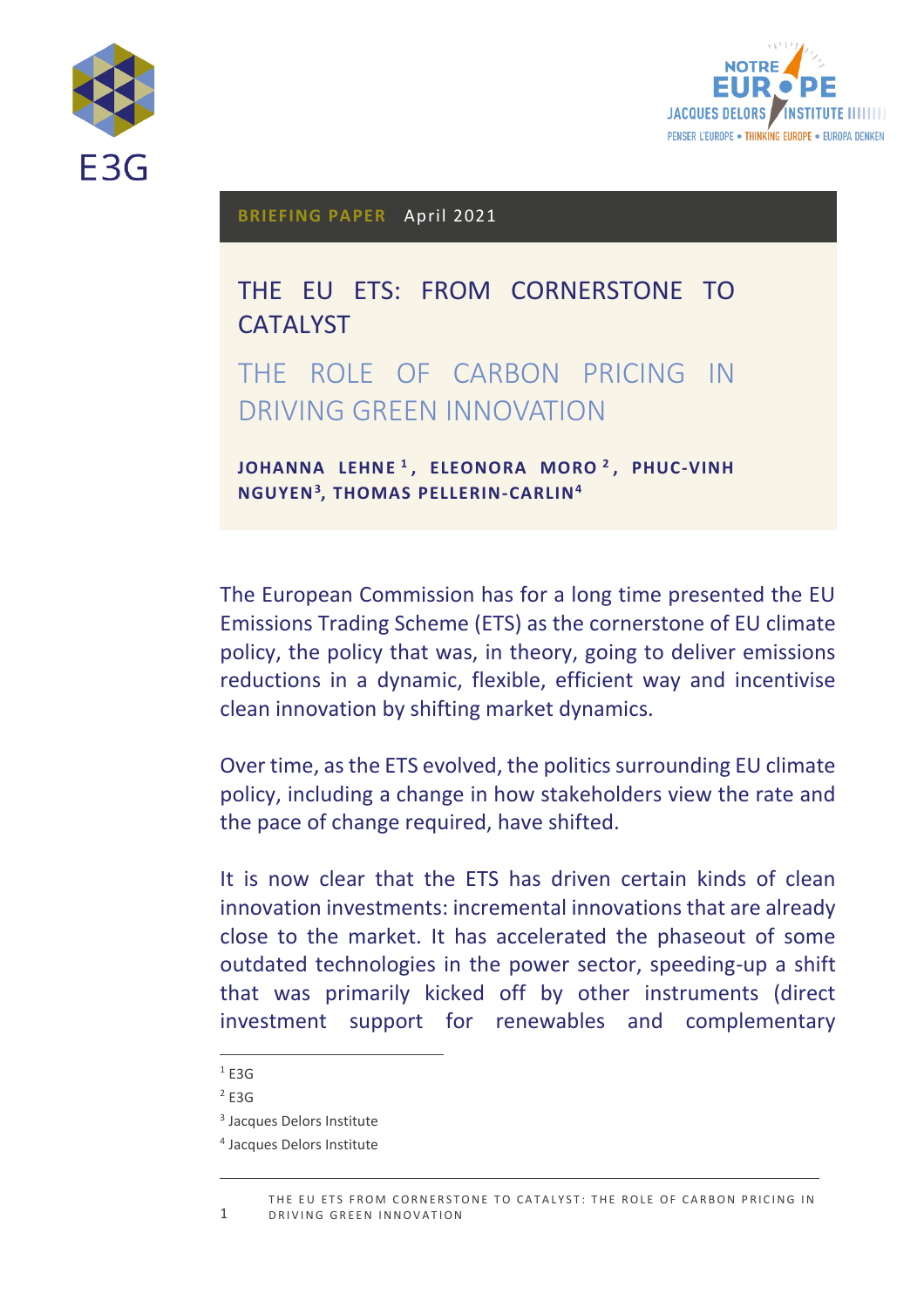BRIEFING PAPER April 2021

# THE EU ETS: FROM CORNERSTONE TO CATALYST

## THE ROLE OF CARBON PRICING IN DRIVING GREEN INNOVATION

**JOHANNA LEHNE[1], ELEONORA MORO[2], PHUC-VINH NGUYEN[3], THOMAS PELLERIN-CARLIN[4]**

The European Commission has for a long time presented the EU Emissions Trading Scheme (ETS) as the cornerstone of EU climate policy, the policy that was, in theory, going to deliver emissions reductions in a dynamic, flexible, efficient way and incentivise clean innovation by shifting market dynamics.

Over time, as the ETS evolved, the politics surrounding EU climate policy, including a change in how stakeholders view the rate and the pace of change required, have shifted.

It is now clear that the ETS has driven certain kinds of clean innovation investments: incremental innovations that are already close to the market. It has accelerated the phaseout of some outdated technologies in the power sector, speeding-up a shift that was primarily kicked off by other instruments (direct investment support for renewables and complementary

---

[1] E3G

[2] E3G

[3] Jacques Delors Institute

[4] Jacques Delors Institute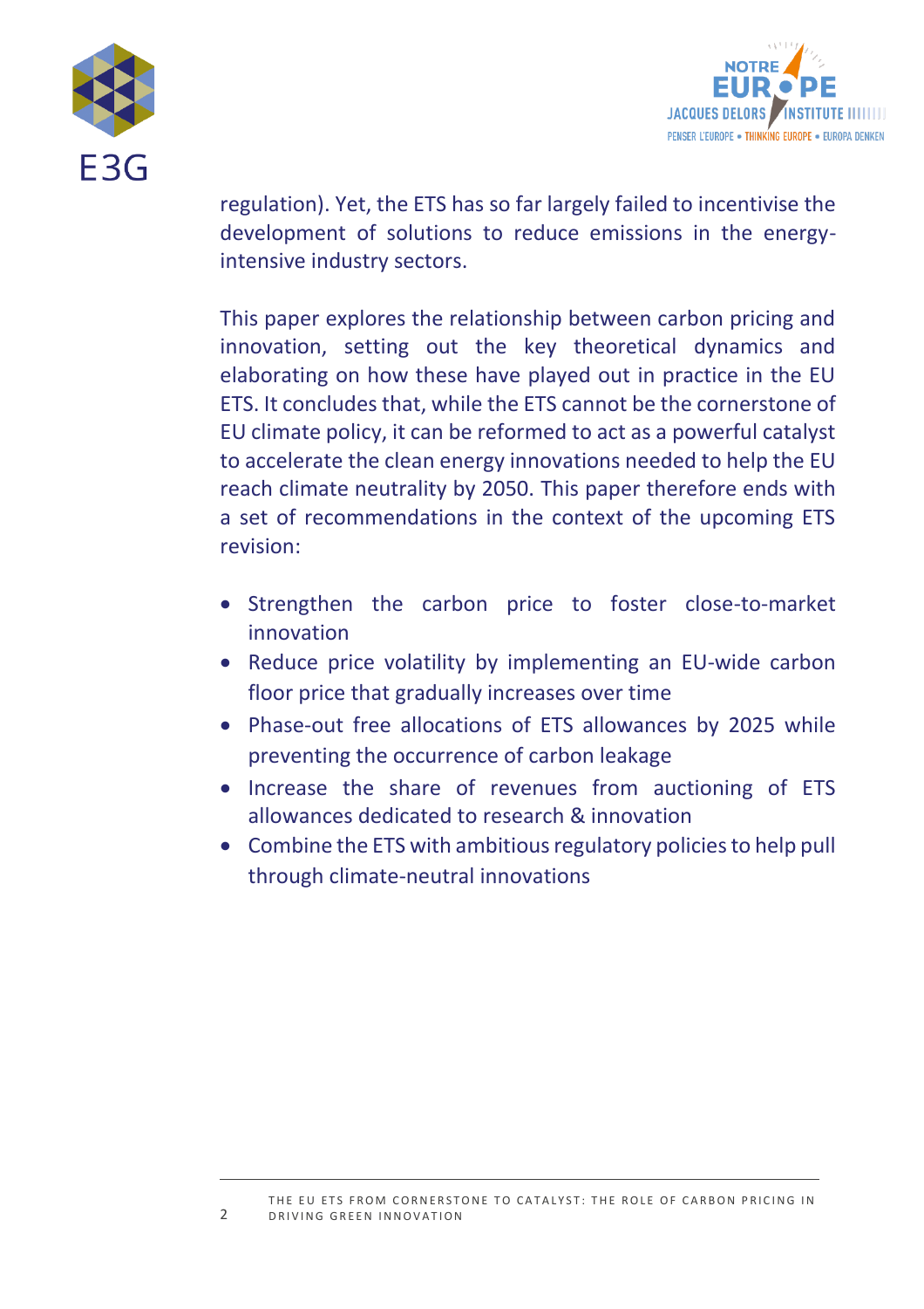regulation). Yet, the ETS has so far largely failed to incentivise the development of solutions to reduce emissions in the energy-intensive industry sectors.

This paper explores the relationship between carbon pricing and innovation, setting out the key theoretical dynamics and elaborating on how these have played out in practice in the EU ETS. It concludes that, while the ETS cannot be the cornerstone of EU climate policy, it can be reformed to act as a powerful catalyst to accelerate the clean energy innovations needed to help the EU reach climate neutrality by 2050. This paper therefore ends with a set of recommendations in the context of the upcoming ETS revision:

- Strengthen the carbon price to foster close-to-market innovation
- Reduce price volatility by implementing an EU-wide carbon floor price that gradually increases over time
- Phase-out free allocations of ETS allowances by 2025 while preventing the occurrence of carbon leakage
- Increase the share of revenues from auctioning of ETS allowances dedicated to research & innovation
- Combine the ETS with ambitious regulatory policies to help pull through climate-neutral innovations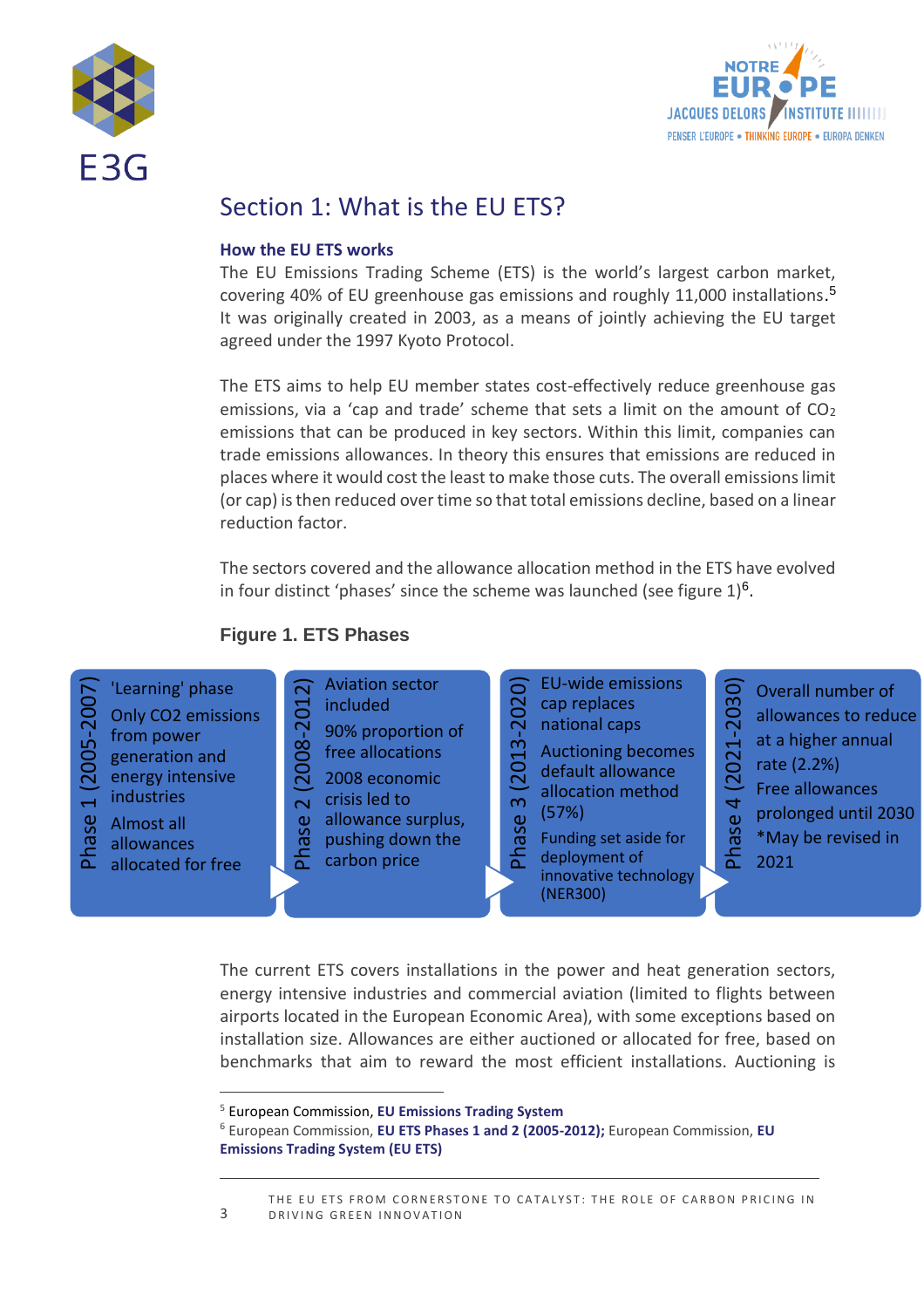## Section 1: What is the EU ETS?

### How the EU ETS works

The EU Emissions Trading Scheme (ETS) is the world's largest carbon market, covering 40% of EU greenhouse gas emissions and roughly 11,000 installations.[5] It was originally created in 2003, as a means of jointly achieving the EU target agreed under the 1997 Kyoto Protocol.

The ETS aims to help EU member states cost-effectively reduce greenhouse gas emissions, via a 'cap and trade' scheme that sets a limit on the amount of $CO_2$ emissions that can be produced in key sectors. Within this limit, companies can trade emissions allowances. In theory this ensures that emissions are reduced in places where it would cost the least to make those cuts. The overall emissions limit (or cap) is then reduced over time so that total emissions decline, based on a linear reduction factor.

The sectors covered and the allowance allocation method in the ETS have evolved in four distinct 'phases' since the scheme was launched (see figure 1)[6].

**Figure 1. ETS Phases**

| Phase 1 (2005-2007) | Phase 2 (2008-2012) | Phase 3 (2013-2020) | Phase 4 (2021-2030) |
|---|---|---|---|
| 'Learning' phase<br>Only CO2 emissions from power generation and energy intensive industries<br>Almost all allowances allocated for free | Aviation sector included<br>90% proportion of free allocations<br>2008 economic crisis led to allowance surplus, pushing down the carbon price | EU-wide emissions cap replaces national caps<br>Auctioning becomes default allowance allocation method (57%)<br>Funding set aside for deployment of innovative technology (NER300) | Overall number of allowances to reduce at a higher annual rate (2.2%)<br>Free allowances prolonged until 2030<br>*May be revised in 2021 |

The current ETS covers installations in the power and heat generation sectors, energy intensive industries and commercial aviation (limited to flights between airports located in the European Economic Area), with some exceptions based on installation size. Allowances are either auctioned or allocated for free, based on benchmarks that aim to reward the most efficient installations. Auctioning is

---

[5] European Commission, **EU Emissions Trading System**

[6] European Commission, **EU ETS Phases 1 and 2 (2005-2012);** European Commission, **EU Emissions Trading System (EU ETS)**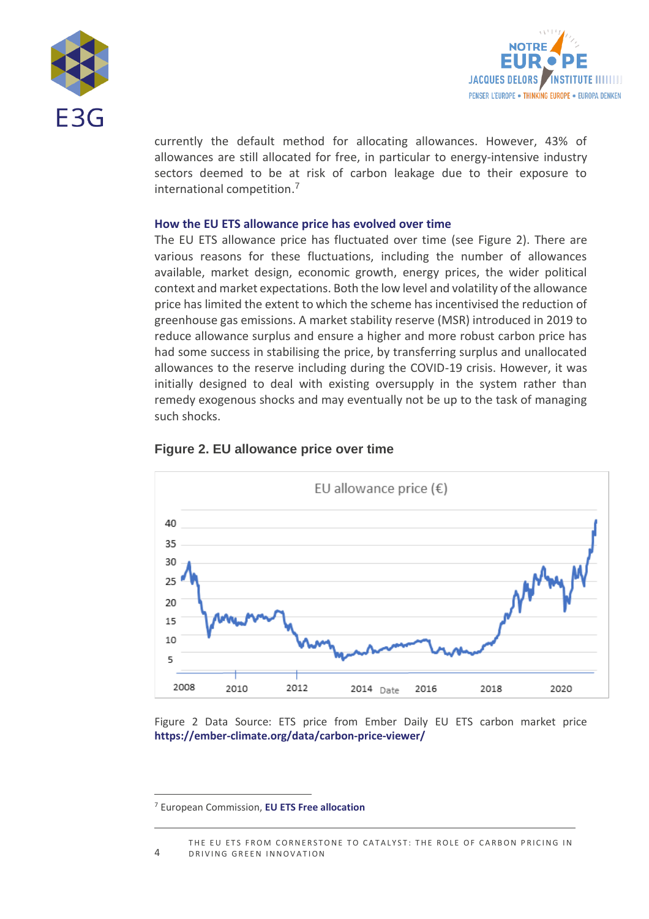currently the default method for allocating allowances. However, 43% of allowances are still allocated for free, in particular to energy-intensive industry sectors deemed to be at risk of carbon leakage due to their exposure to international competition.[7]

### How the EU ETS allowance price has evolved over time

The EU ETS allowance price has fluctuated over time (see Figure 2). There are various reasons for these fluctuations, including the number of allowances available, market design, economic growth, energy prices, the wider political context and market expectations. Both the low level and volatility of the allowance price has limited the extent to which the scheme has incentivised the reduction of greenhouse gas emissions. A market stability reserve (MSR) introduced in 2019 to reduce allowance surplus and ensure a higher and more robust carbon price has had some success in stabilising the price, by transferring surplus and unallocated allowances to the reserve including during the COVID-19 crisis. However, it was initially designed to deal with existing oversupply in the system rather than remedy exogenous shocks and may eventually not be up to the task of managing such shocks.

**Figure 2. EU allowance price over time**

Figure 2 Data Source: ETS price from Ember Daily EU ETS carbon market price **https://ember-climate.org/data/carbon-price-viewer/**

---

[7] European Commission, **EU ETS Free allocation**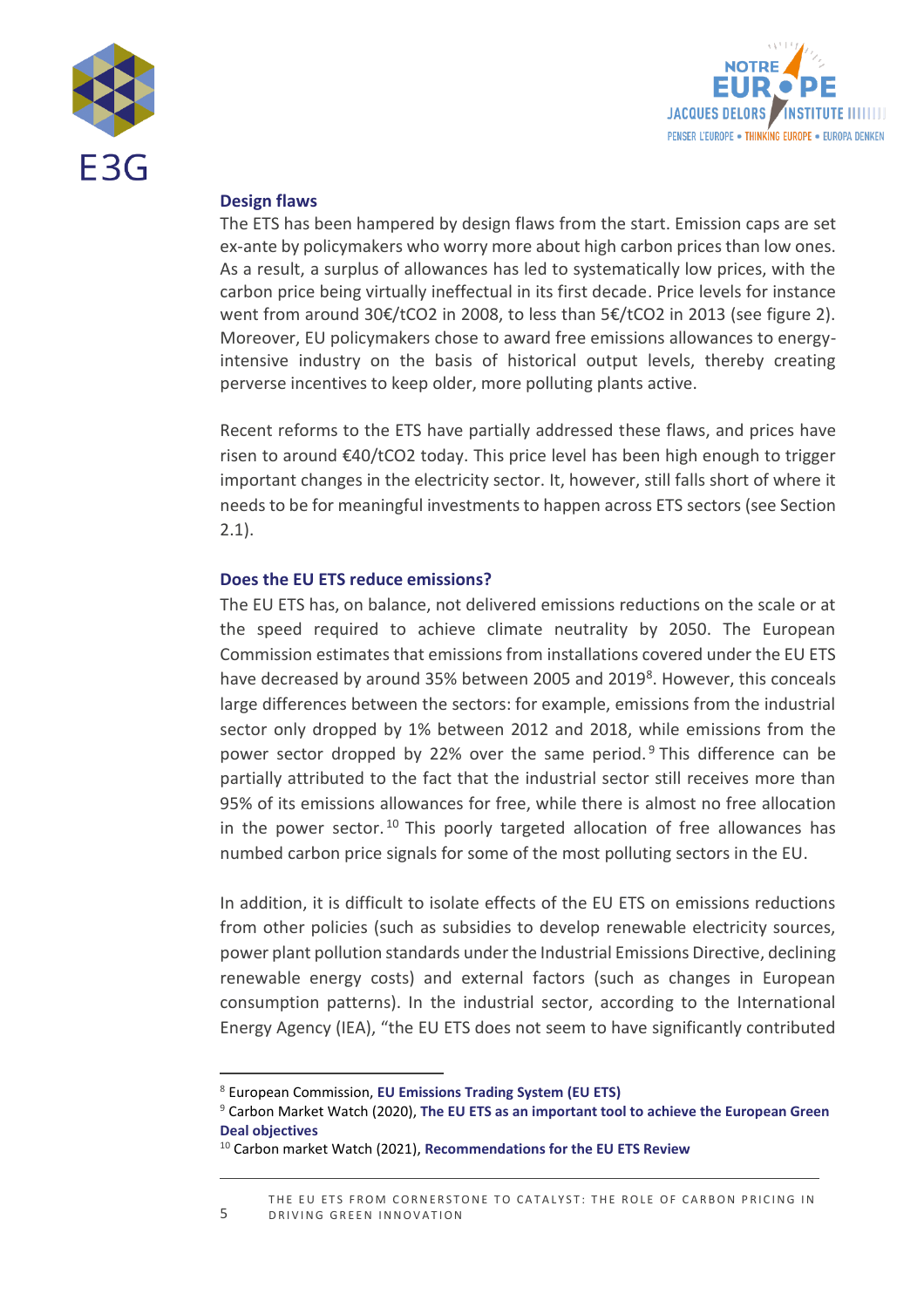### Design flaws

The ETS has been hampered by design flaws from the start. Emission caps are set ex-ante by policymakers who worry more about high carbon prices than low ones. As a result, a surplus of allowances has led to systematically low prices, with the carbon price being virtually ineffectual in its first decade. Price levels for instance went from around 30€/tCO2 in 2008, to less than 5€/tCO2 in 2013 (see figure 2). Moreover, EU policymakers chose to award free emissions allowances to energy-intensive industry on the basis of historical output levels, thereby creating perverse incentives to keep older, more polluting plants active.

Recent reforms to the ETS have partially addressed these flaws, and prices have risen to around €40/tCO2 today. This price level has been high enough to trigger important changes in the electricity sector. It, however, still falls short of where it needs to be for meaningful investments to happen across ETS sectors (see Section 2.1).

### Does the EU ETS reduce emissions?

The EU ETS has, on balance, not delivered emissions reductions on the scale or at the speed required to achieve climate neutrality by 2050. The European Commission estimates that emissions from installations covered under the EU ETS have decreased by around 35% between 2005 and 2019[8]. However, this conceals large differences between the sectors: for example, emissions from the industrial sector only dropped by 1% between 2012 and 2018, while emissions from the power sector dropped by 22% over the same period.[9] This difference can be partially attributed to the fact that the industrial sector still receives more than 95% of its emissions allowances for free, while there is almost no free allocation in the power sector.[10] This poorly targeted allocation of free allowances has numbed carbon price signals for some of the most polluting sectors in the EU.

In addition, it is difficult to isolate effects of the EU ETS on emissions reductions from other policies (such as subsidies to develop renewable electricity sources, power plant pollution standards under the Industrial Emissions Directive, declining renewable energy costs) and external factors (such as changes in European consumption patterns). In the industrial sector, according to the International Energy Agency (IEA), "the EU ETS does not seem to have significantly contributed

---

[8] European Commission, **EU Emissions Trading System (EU ETS)**

[9] Carbon Market Watch (2020), **The EU ETS as an important tool to achieve the European Green Deal objectives**

[10] Carbon market Watch (2021), **Recommendations for the EU ETS Review**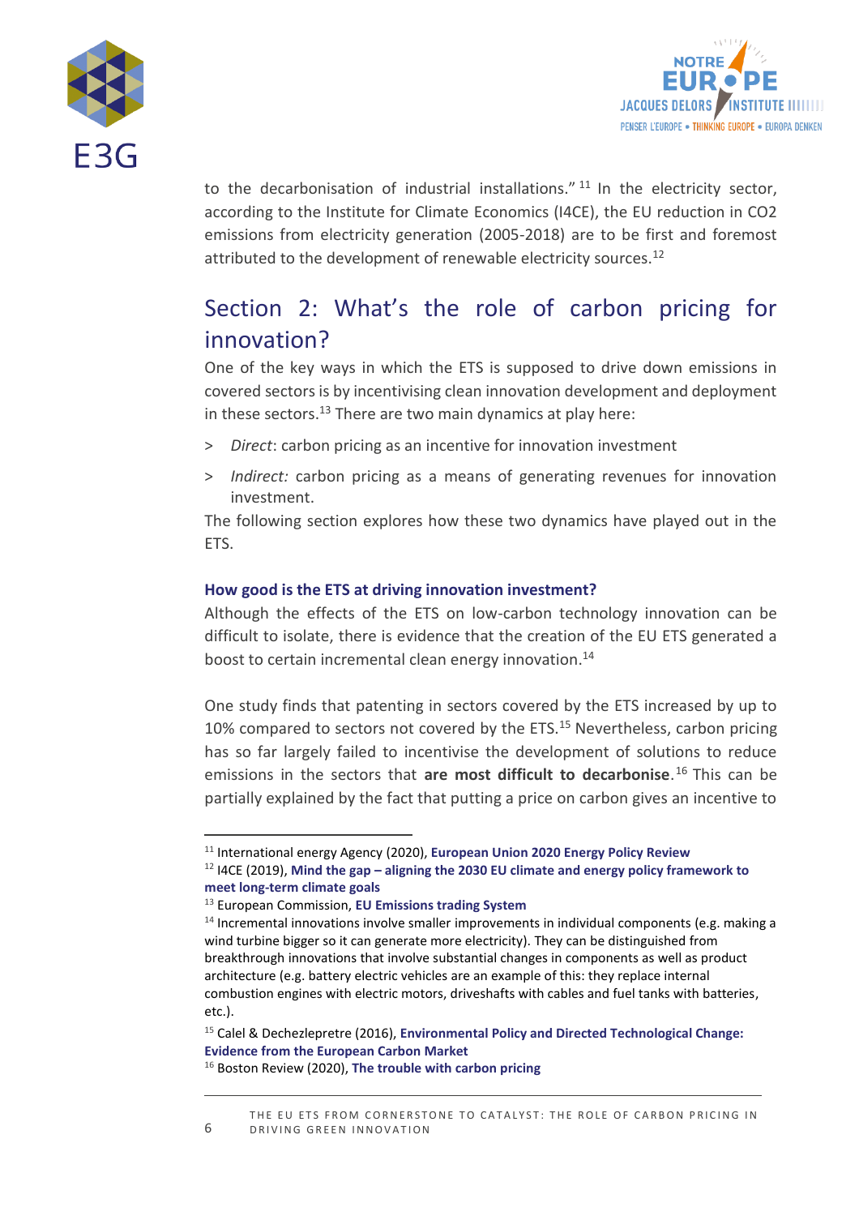to the decarbonisation of industrial installations." [11] In the electricity sector, according to the Institute for Climate Economics (I4CE), the EU reduction in CO2 emissions from electricity generation (2005-2018) are to be first and foremost attributed to the development of renewable electricity sources.[12]

## Section 2: What's the role of carbon pricing for innovation?

One of the key ways in which the ETS is supposed to drive down emissions in covered sectors is by incentivising clean innovation development and deployment in these sectors.[13] There are two main dynamics at play here:

> *Direct*: carbon pricing as an incentive for innovation investment

> *Indirect:* carbon pricing as a means of generating revenues for innovation investment.

The following section explores how these two dynamics have played out in the ETS.

### How good is the ETS at driving innovation investment?

Although the effects of the ETS on low-carbon technology innovation can be difficult to isolate, there is evidence that the creation of the EU ETS generated a boost to certain incremental clean energy innovation.[14]

One study finds that patenting in sectors covered by the ETS increased by up to 10% compared to sectors not covered by the ETS.[15] Nevertheless, carbon pricing has so far largely failed to incentivise the development of solutions to reduce emissions in the sectors that **are most difficult to decarbonise**.[16] This can be partially explained by the fact that putting a price on carbon gives an incentive to

---

[11] International energy Agency (2020), **European Union 2020 Energy Policy Review**

[12] I4CE (2019), **Mind the gap – aligning the 2030 EU climate and energy policy framework to meet long-term climate goals**

[13] European Commission, **EU Emissions trading System**

[14] Incremental innovations involve smaller improvements in individual components (e.g. making a wind turbine bigger so it can generate more electricity). They can be distinguished from breakthrough innovations that involve substantial changes in components as well as product architecture (e.g. battery electric vehicles are an example of this: they replace internal combustion engines with electric motors, driveshafts with cables and fuel tanks with batteries, etc.).

[15] Calel & Dechezlepretre (2016), **Environmental Policy and Directed Technological Change: Evidence from the European Carbon Market**

[16] Boston Review (2020), **The trouble with carbon pricing**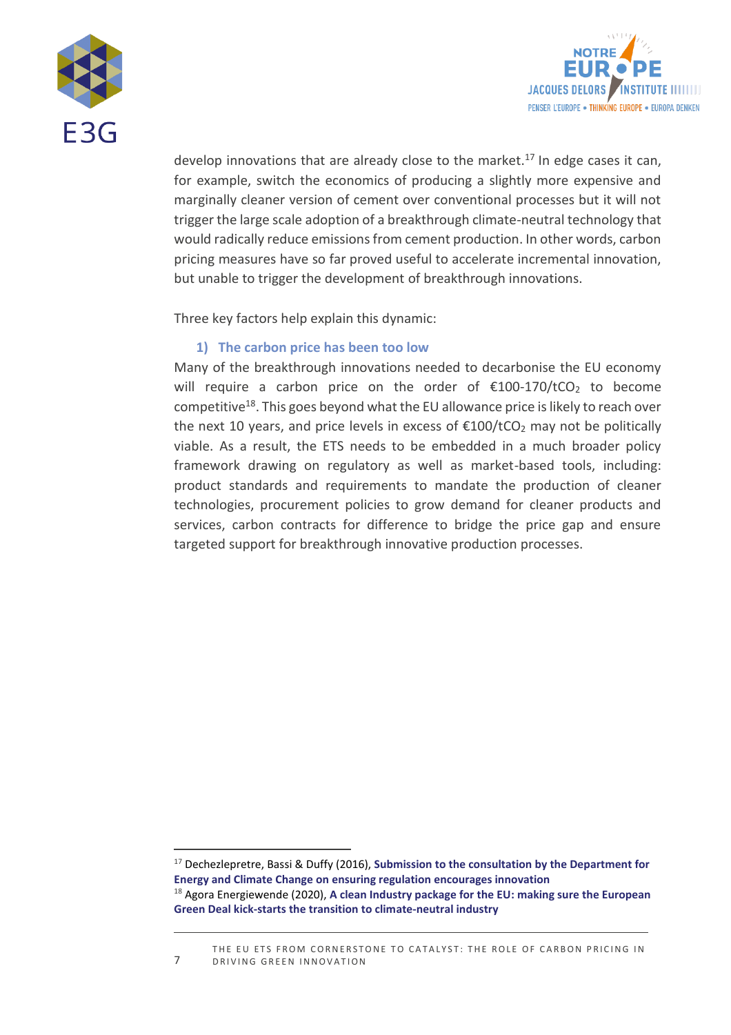develop innovations that are already close to the market.[17] In edge cases it can, for example, switch the economics of producing a slightly more expensive and marginally cleaner version of cement over conventional processes but it will not trigger the large scale adoption of a breakthrough climate-neutral technology that would radically reduce emissions from cement production. In other words, carbon pricing measures have so far proved useful to accelerate incremental innovation, but unable to trigger the development of breakthrough innovations.

Three key factors help explain this dynamic:

### 1) The carbon price has been too low

Many of the breakthrough innovations needed to decarbonise the EU economy will require a carbon price on the order of €100-170/t$CO_2$ to become competitive[18]. This goes beyond what the EU allowance price is likely to reach over the next 10 years, and price levels in excess of €100/t$CO_2$ may not be politically viable. As a result, the ETS needs to be embedded in a much broader policy framework drawing on regulatory as well as market-based tools, including: product standards and requirements to mandate the production of cleaner technologies, procurement policies to grow demand for cleaner products and services, carbon contracts for difference to bridge the price gap and ensure targeted support for breakthrough innovative production processes.

---

[17] Dechezlepretre, Bassi & Duffy (2016), **Submission to the consultation by the Department for Energy and Climate Change on ensuring regulation encourages innovation**

[18] Agora Energiewende (2020), **A clean Industry package for the EU: making sure the European Green Deal kick-starts the transition to climate-neutral industry**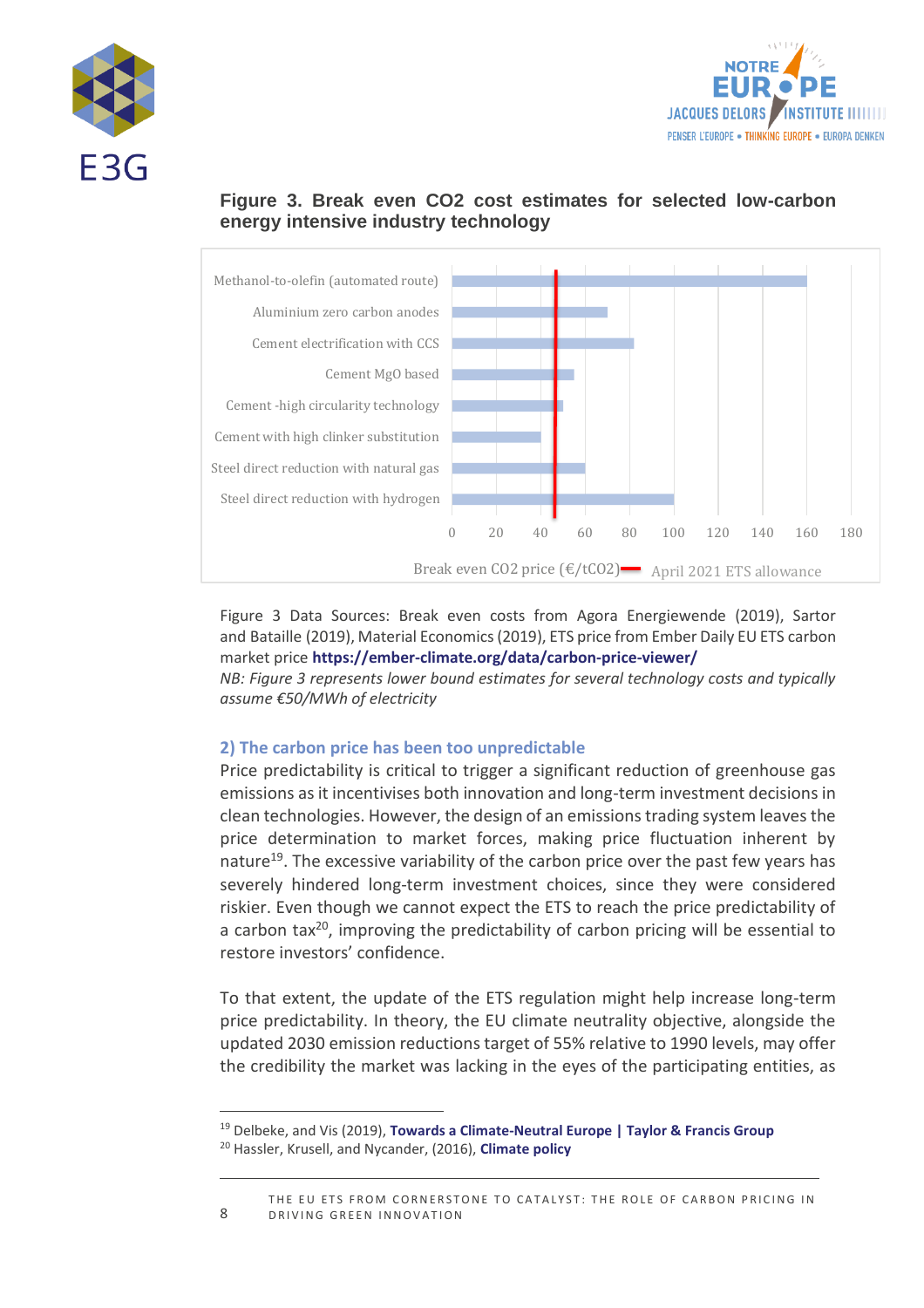**Figure 3. Break even CO2 cost estimates for selected low-carbon energy intensive industry technology**

| Technology | Break even CO2 price (€/tCO2) |
|---|---|
| Methanol-to-olefin (automated route) | ~160 |
| Aluminium zero carbon anodes | ~70 |
| Cement electrification with CCS | ~82 |
| Cement MgO based | ~55 |
| Cement -high circularity technology | ~50 |
| Cement with high clinker substitution | ~40 |
| Steel direct reduction with natural gas | ~60 |
| Steel direct reduction with hydrogen | ~100 |

Break even CO2 price (€/tCO2) — April 2021 ETS allowance

Figure 3 Data Sources: Break even costs from Agora Energiewende (2019), Sartor and Bataille (2019), Material Economics (2019), ETS price from Ember Daily EU ETS carbon market price **https://ember-climate.org/data/carbon-price-viewer/**

*NB: Figure 3 represents lower bound estimates for several technology costs and typically assume €50/MWh of electricity*

## 2) The carbon price has been too unpredictable

Price predictability is critical to trigger a significant reduction of greenhouse gas emissions as it incentivises both innovation and long-term investment decisions in clean technologies. However, the design of an emissions trading system leaves the price determination to market forces, making price fluctuation inherent by nature[19]. The excessive variability of the carbon price over the past few years has severely hindered long-term investment choices, since they were considered riskier. Even though we cannot expect the ETS to reach the price predictability of a carbon tax[20], improving the predictability of carbon pricing will be essential to restore investors' confidence.

To that extent, the update of the ETS regulation might help increase long-term price predictability. In theory, the EU climate neutrality objective, alongside the updated 2030 emission reductions target of 55% relative to 1990 levels, may offer the credibility the market was lacking in the eyes of the participating entities, as

---

[19] Delbeke, and Vis (2019), **Towards a Climate-Neutral Europe | Taylor & Francis Group**

[20] Hassler, Krusell, and Nycander, (2016), **Climate policy**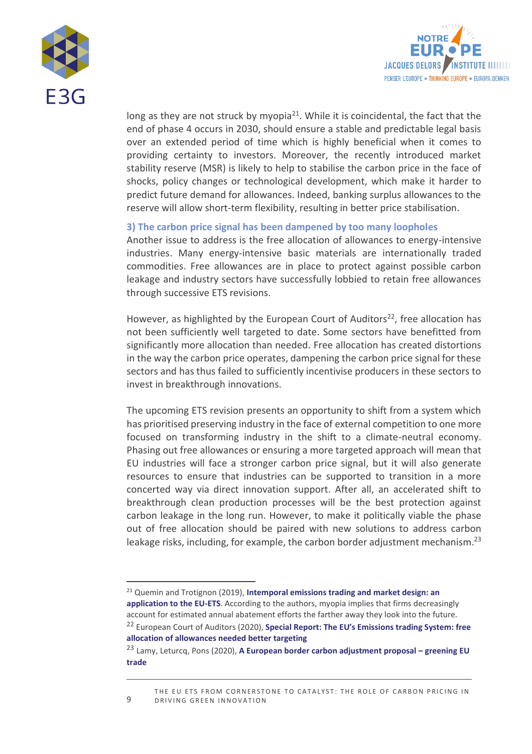long as they are not struck by myopia[21]. While it is coincidental, the fact that the end of phase 4 occurs in 2030, should ensure a stable and predictable legal basis over an extended period of time which is highly beneficial when it comes to providing certainty to investors. Moreover, the recently introduced market stability reserve (MSR) is likely to help to stabilise the carbon price in the face of shocks, policy changes or technological development, which make it harder to predict future demand for allowances. Indeed, banking surplus allowances to the reserve will allow short-term flexibility, resulting in better price stabilisation.

### 3) The carbon price signal has been dampened by too many loopholes

Another issue to address is the free allocation of allowances to energy-intensive industries. Many energy-intensive basic materials are internationally traded commodities. Free allowances are in place to protect against possible carbon leakage and industry sectors have successfully lobbied to retain free allowances through successive ETS revisions.

However, as highlighted by the European Court of Auditors[22], free allocation has not been sufficiently well targeted to date. Some sectors have benefitted from significantly more allocation than needed. Free allocation has created distortions in the way the carbon price operates, dampening the carbon price signal for these sectors and has thus failed to sufficiently incentivise producers in these sectors to invest in breakthrough innovations.

The upcoming ETS revision presents an opportunity to shift from a system which has prioritised preserving industry in the face of external competition to one more focused on transforming industry in the shift to a climate-neutral economy. Phasing out free allowances or ensuring a more targeted approach will mean that EU industries will face a stronger carbon price signal, but it will also generate resources to ensure that industries can be supported to transition in a more concerted way via direct innovation support. After all, an accelerated shift to breakthrough clean production processes will be the best protection against carbon leakage in the long run. However, to make it politically viable the phase out of free allocation should be paired with new solutions to address carbon leakage risks, including, for example, the carbon border adjustment mechanism.[23]

---

[21] Quemin and Trotignon (2019), **Intemporal emissions trading and market design: an application to the EU-ETS**. According to the authors, myopia implies that firms decreasingly account for estimated annual abatement efforts the farther away they look into the future.

[22] European Court of Auditors (2020), **Special Report: The EU's Emissions trading System: free allocation of allowances needed better targeting**

[23] Lamy, Leturcq, Pons (2020), **A European border carbon adjustment proposal – greening EU trade**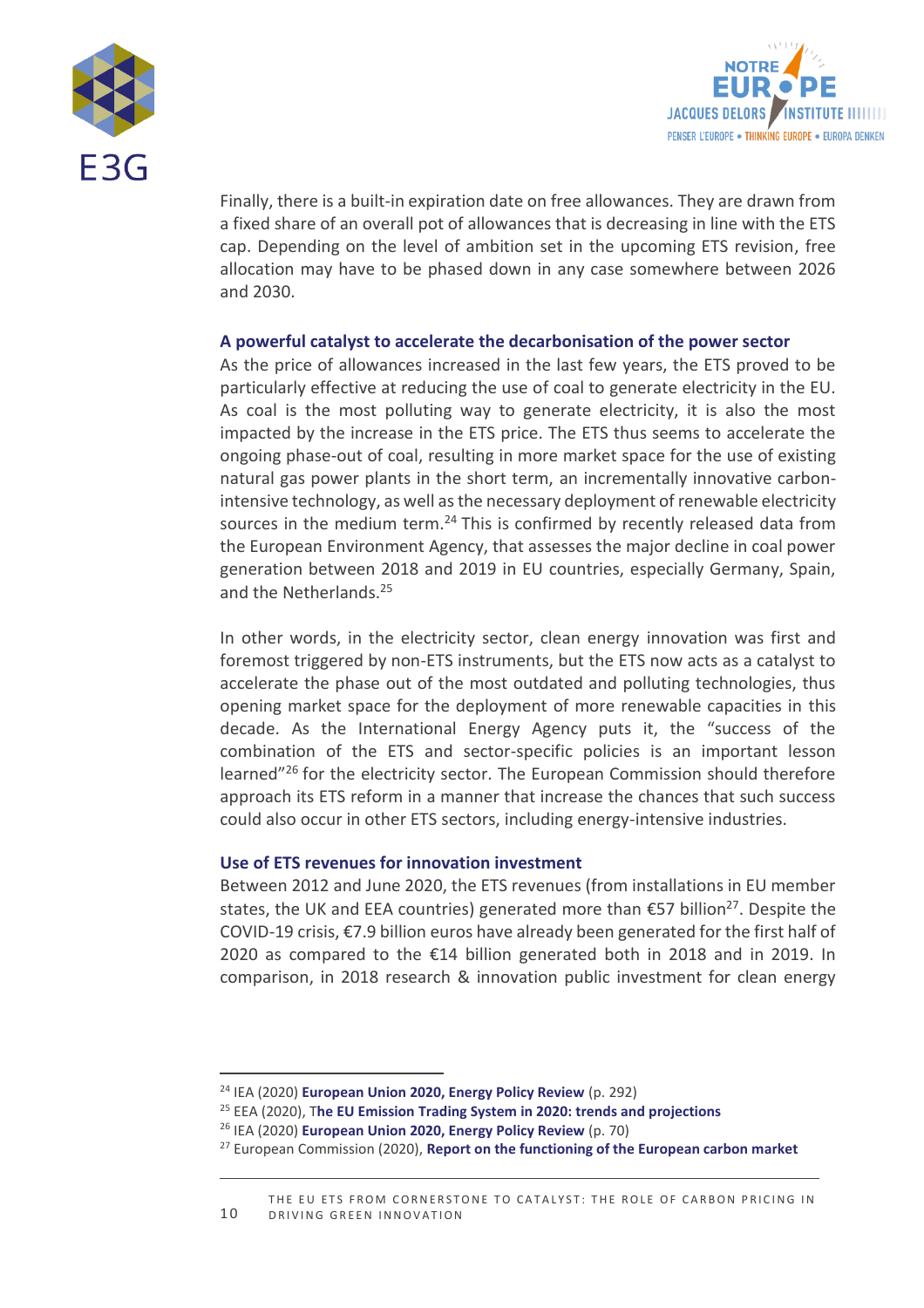Finally, there is a built-in expiration date on free allowances. They are drawn from a fixed share of an overall pot of allowances that is decreasing in line with the ETS cap. Depending on the level of ambition set in the upcoming ETS revision, free allocation may have to be phased down in any case somewhere between 2026 and 2030.

### A powerful catalyst to accelerate the decarbonisation of the power sector

As the price of allowances increased in the last few years, the ETS proved to be particularly effective at reducing the use of coal to generate electricity in the EU. As coal is the most polluting way to generate electricity, it is also the most impacted by the increase in the ETS price. The ETS thus seems to accelerate the ongoing phase-out of coal, resulting in more market space for the use of existing natural gas power plants in the short term, an incrementally innovative carbon-intensive technology, as well as the necessary deployment of renewable electricity sources in the medium term.[24] This is confirmed by recently released data from the European Environment Agency, that assesses the major decline in coal power generation between 2018 and 2019 in EU countries, especially Germany, Spain, and the Netherlands.[25]

In other words, in the electricity sector, clean energy innovation was first and foremost triggered by non-ETS instruments, but the ETS now acts as a catalyst to accelerate the phase out of the most outdated and polluting technologies, thus opening market space for the deployment of more renewable capacities in this decade. As the International Energy Agency puts it, the "success of the combination of the ETS and sector-specific policies is an important lesson learned"[26] for the electricity sector. The European Commission should therefore approach its ETS reform in a manner that increase the chances that such success could also occur in other ETS sectors, including energy-intensive industries.

### Use of ETS revenues for innovation investment

Between 2012 and June 2020, the ETS revenues (from installations in EU member states, the UK and EEA countries) generated more than €57 billion[27]. Despite the COVID-19 crisis, €7.9 billion euros have already been generated for the first half of 2020 as compared to the €14 billion generated both in 2018 and in 2019. In comparison, in 2018 research & innovation public investment for clean energy

---

[24] IEA (2020) **European Union 2020, Energy Policy Review** (p. 292)

[25] EEA (2020), **The EU Emission Trading System in 2020: trends and projections**

[26] IEA (2020) **European Union 2020, Energy Policy Review** (p. 70)

[27] European Commission (2020), **Report on the functioning of the European carbon market**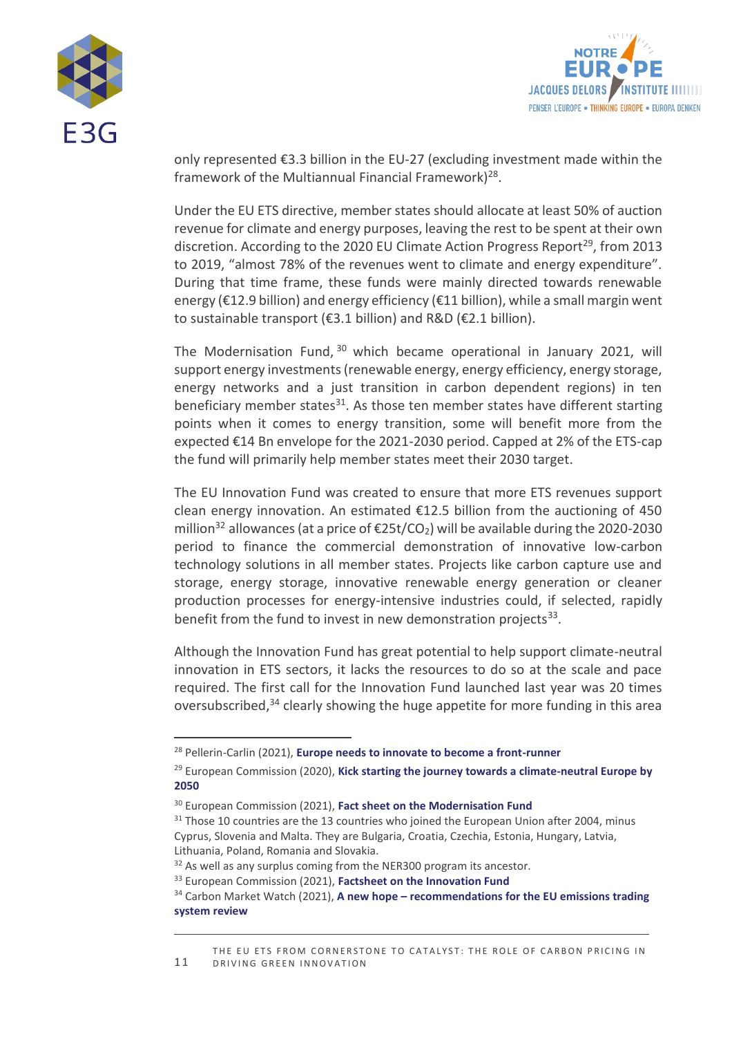only represented €3.3 billion in the EU-27 (excluding investment made within the framework of the Multiannual Financial Framework)[28].

Under the EU ETS directive, member states should allocate at least 50% of auction revenue for climate and energy purposes, leaving the rest to be spent at their own discretion. According to the 2020 EU Climate Action Progress Report[29], from 2013 to 2019, "almost 78% of the revenues went to climate and energy expenditure". During that time frame, these funds were mainly directed towards renewable energy (€12.9 billion) and energy efficiency (€11 billion), while a small margin went to sustainable transport (€3.1 billion) and R&D (€2.1 billion).

The Modernisation Fund,[30] which became operational in January 2021, will support energy investments (renewable energy, energy efficiency, energy storage, energy networks and a just transition in carbon dependent regions) in ten beneficiary member states[31]. As those ten member states have different starting points when it comes to energy transition, some will benefit more from the expected €14 Bn envelope for the 2021-2030 period. Capped at 2% of the ETS-cap the fund will primarily help member states meet their 2030 target.

The EU Innovation Fund was created to ensure that more ETS revenues support clean energy innovation. An estimated €12.5 billion from the auctioning of 450 million[32] allowances (at a price of €25t/$CO_2$) will be available during the 2020-2030 period to finance the commercial demonstration of innovative low-carbon technology solutions in all member states. Projects like carbon capture use and storage, energy storage, innovative renewable energy generation or cleaner production processes for energy-intensive industries could, if selected, rapidly benefit from the fund to invest in new demonstration projects[33].

Although the Innovation Fund has great potential to help support climate-neutral innovation in ETS sectors, it lacks the resources to do so at the scale and pace required. The first call for the Innovation Fund launched last year was 20 times oversubscribed,[34] clearly showing the huge appetite for more funding in this area

---

[28] Pellerin-Carlin (2021), **Europe needs to innovate to become a front-runner**

[29] European Commission (2020), **Kick starting the journey towards a climate-neutral Europe by 2050**

[30] European Commission (2021), **Fact sheet on the Modernisation Fund**

[31] Those 10 countries are the 13 countries who joined the European Union after 2004, minus Cyprus, Slovenia and Malta. They are Bulgaria, Croatia, Czechia, Estonia, Hungary, Latvia, Lithuania, Poland, Romania and Slovakia.

[32] As well as any surplus coming from the NER300 program its ancestor.

[33] European Commission (2021), **Factsheet on the Innovation Fund**

[34] Carbon Market Watch (2021), **A new hope – recommendations for the EU emissions trading system review**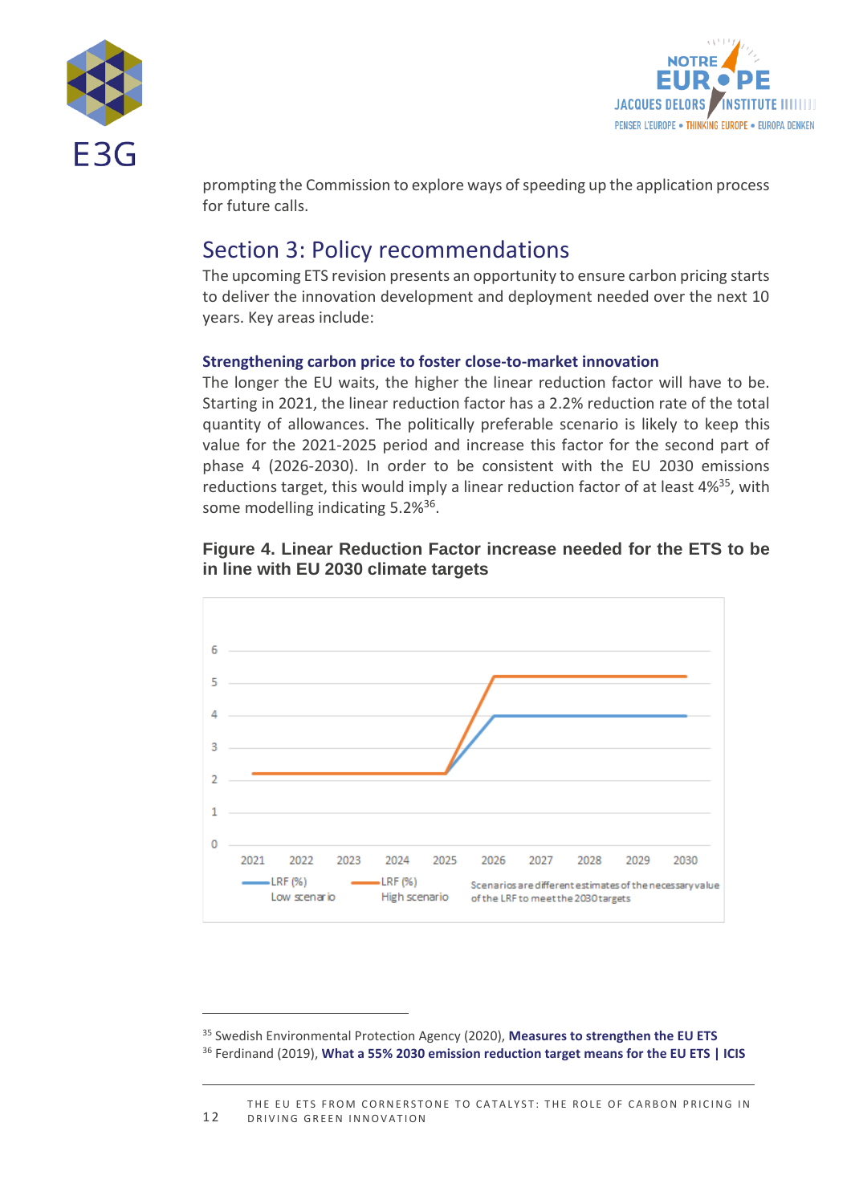prompting the Commission to explore ways of speeding up the application process for future calls.

## Section 3: Policy recommendations

The upcoming ETS revision presents an opportunity to ensure carbon pricing starts to deliver the innovation development and deployment needed over the next 10 years. Key areas include:

### Strengthening carbon price to foster close-to-market innovation

The longer the EU waits, the higher the linear reduction factor will have to be. Starting in 2021, the linear reduction factor has a 2.2% reduction rate of the total quantity of allowances. The politically preferable scenario is likely to keep this value for the 2021-2025 period and increase this factor for the second part of phase 4 (2026-2030). In order to be consistent with the EU 2030 emissions reductions target, this would imply a linear reduction factor of at least 4%[35], with some modelling indicating 5.2%[36].

**Figure 4. Linear Reduction Factor increase needed for the ETS to be in line with EU 2030 climate targets**

[35] Swedish Environmental Protection Agency (2020), **Measures to strengthen the EU ETS**

[36] Ferdinand (2019), **What a 55% 2030 emission reduction target means for the EU ETS | ICIS**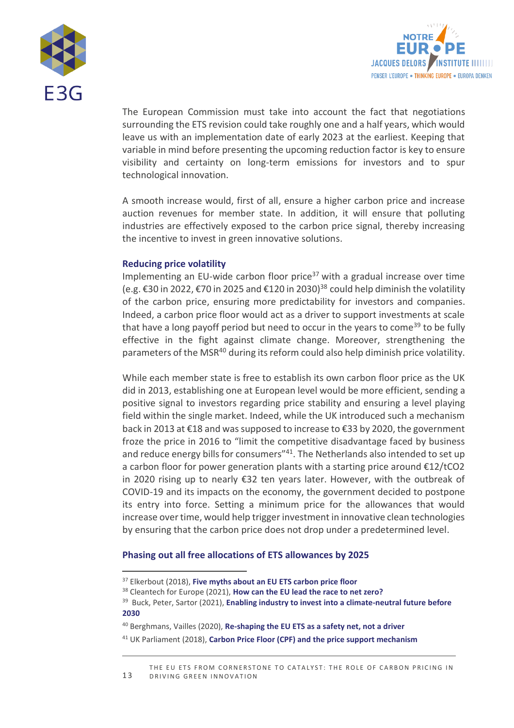The European Commission must take into account the fact that negotiations surrounding the ETS revision could take roughly one and a half years, which would leave us with an implementation date of early 2023 at the earliest. Keeping that variable in mind before presenting the upcoming reduction factor is key to ensure visibility and certainty on long-term emissions for investors and to spur technological innovation.

A smooth increase would, first of all, ensure a higher carbon price and increase auction revenues for member state. In addition, it will ensure that polluting industries are effectively exposed to the carbon price signal, thereby increasing the incentive to invest in green innovative solutions.

### Reducing price volatility

Implementing an EU-wide carbon floor price[37] with a gradual increase over time (e.g. €30 in 2022, €70 in 2025 and €120 in 2030)[38] could help diminish the volatility of the carbon price, ensuring more predictability for investors and companies. Indeed, a carbon price floor would act as a driver to support investments at scale that have a long payoff period but need to occur in the years to come[39] to be fully effective in the fight against climate change. Moreover, strengthening the parameters of the MSR[40] during its reform could also help diminish price volatility.

While each member state is free to establish its own carbon floor price as the UK did in 2013, establishing one at European level would be more efficient, sending a positive signal to investors regarding price stability and ensuring a level playing field within the single market. Indeed, while the UK introduced such a mechanism back in 2013 at €18 and was supposed to increase to €33 by 2020, the government froze the price in 2016 to "limit the competitive disadvantage faced by business and reduce energy bills for consumers"[41]. The Netherlands also intended to set up a carbon floor for power generation plants with a starting price around €12/t$CO_2$ in 2020 rising up to nearly €32 ten years later. However, with the outbreak of COVID-19 and its impacts on the economy, the government decided to postpone its entry into force. Setting a minimum price for the allowances that would increase over time, would help trigger investment in innovative clean technologies by ensuring that the carbon price does not drop under a predetermined level.

### Phasing out all free allocations of ETS allowances by 2025

---

[37] Elkerbout (2018), **Five myths about an EU ETS carbon price floor**

[38] Cleantech for Europe (2021), **How can the EU lead the race to net zero?**

[39] Buck, Peter, Sartor (2021), **Enabling industry to invest into a climate-neutral future before 2030**

[40] Berghmans, Vailles (2020), **Re-shaping the EU ETS as a safety net, not a driver**

[41] UK Parliament (2018), **Carbon Price Floor (CPF) and the price support mechanism**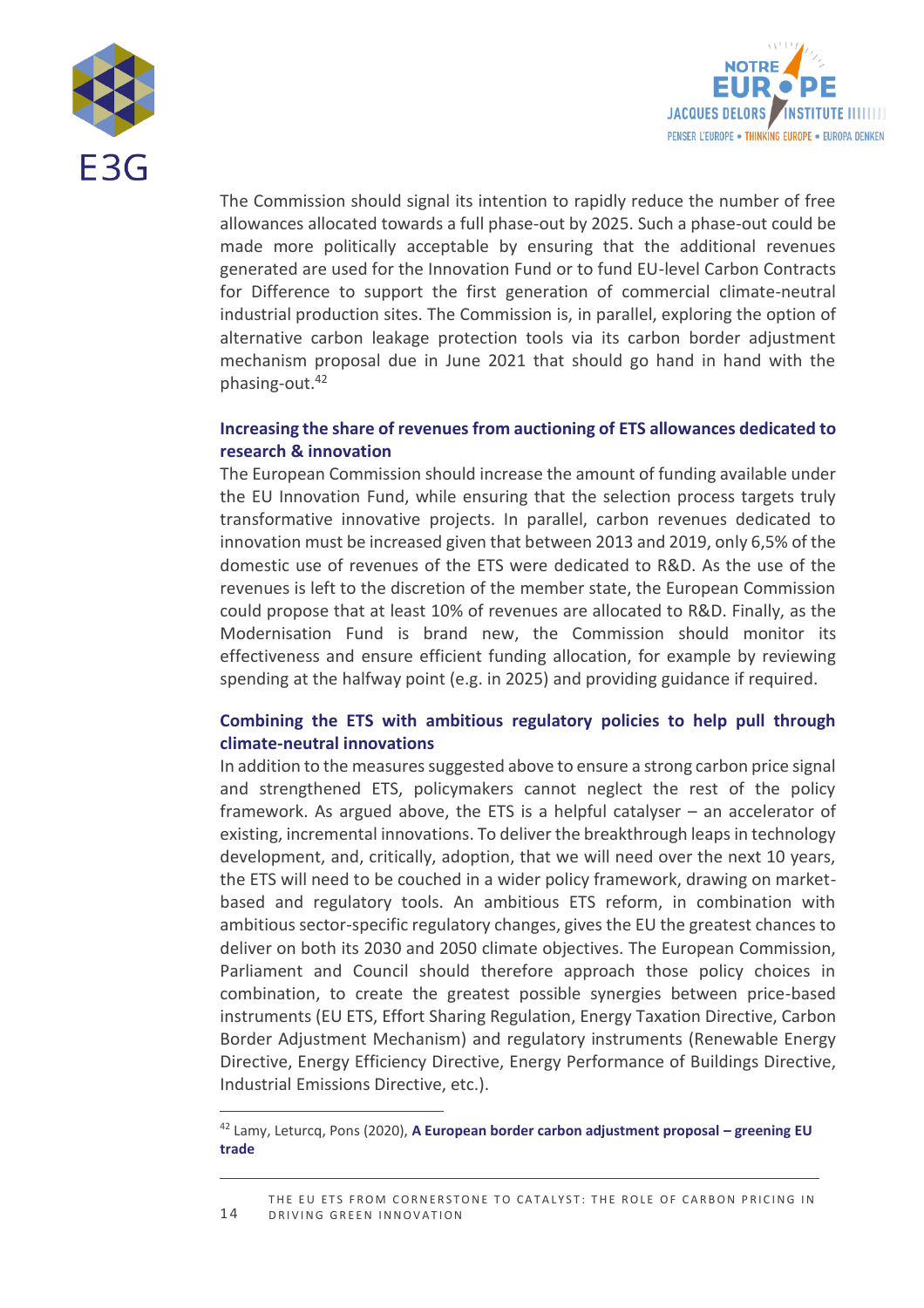The Commission should signal its intention to rapidly reduce the number of free allowances allocated towards a full phase-out by 2025. Such a phase-out could be made more politically acceptable by ensuring that the additional revenues generated are used for the Innovation Fund or to fund EU-level Carbon Contracts for Difference to support the first generation of commercial climate-neutral industrial production sites. The Commission is, in parallel, exploring the option of alternative carbon leakage protection tools via its carbon border adjustment mechanism proposal due in June 2021 that should go hand in hand with the phasing-out.[42]

### Increasing the share of revenues from auctioning of ETS allowances dedicated to research & innovation

The European Commission should increase the amount of funding available under the EU Innovation Fund, while ensuring that the selection process targets truly transformative innovative projects. In parallel, carbon revenues dedicated to innovation must be increased given that between 2013 and 2019, only 6,5% of the domestic use of revenues of the ETS were dedicated to R&D. As the use of the revenues is left to the discretion of the member state, the European Commission could propose that at least 10% of revenues are allocated to R&D. Finally, as the Modernisation Fund is brand new, the Commission should monitor its effectiveness and ensure efficient funding allocation, for example by reviewing spending at the halfway point (e.g. in 2025) and providing guidance if required.

### Combining the ETS with ambitious regulatory policies to help pull through climate-neutral innovations

In addition to the measures suggested above to ensure a strong carbon price signal and strengthened ETS, policymakers cannot neglect the rest of the policy framework. As argued above, the ETS is a helpful catalyser – an accelerator of existing, incremental innovations. To deliver the breakthrough leaps in technology development, and, critically, adoption, that we will need over the next 10 years, the ETS will need to be couched in a wider policy framework, drawing on market-based and regulatory tools. An ambitious ETS reform, in combination with ambitious sector-specific regulatory changes, gives the EU the greatest chances to deliver on both its 2030 and 2050 climate objectives. The European Commission, Parliament and Council should therefore approach those policy choices in combination, to create the greatest possible synergies between price-based instruments (EU ETS, Effort Sharing Regulation, Energy Taxation Directive, Carbon Border Adjustment Mechanism) and regulatory instruments (Renewable Energy Directive, Energy Efficiency Directive, Energy Performance of Buildings Directive, Industrial Emissions Directive, etc.).

---

[42] Lamy, Leturcq, Pons (2020), **A European border carbon adjustment proposal – greening EU trade**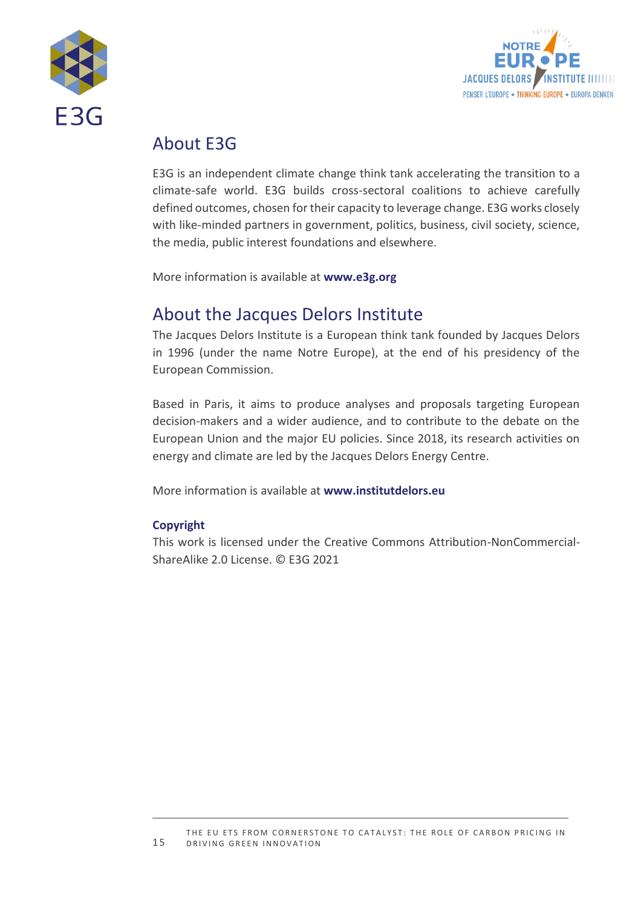## About E3G

E3G is an independent climate change think tank accelerating the transition to a climate-safe world. E3G builds cross-sectoral coalitions to achieve carefully defined outcomes, chosen for their capacity to leverage change. E3G works closely with like-minded partners in government, politics, business, civil society, science, the media, public interest foundations and elsewhere.

More information is available at **www.e3g.org**

## About the Jacques Delors Institute

The Jacques Delors Institute is a European think tank founded by Jacques Delors in 1996 (under the name Notre Europe), at the end of his presidency of the European Commission.

Based in Paris, it aims to produce analyses and proposals targeting European decision-makers and a wider audience, and to contribute to the debate on the European Union and the major EU policies. Since 2018, its research activities on energy and climate are led by the Jacques Delors Energy Centre.

More information is available at **www.institutdelors.eu**

**Copyright**

This work is licensed under the Creative Commons Attribution-NonCommercial-ShareAlike 2.0 License. © E3G 2021